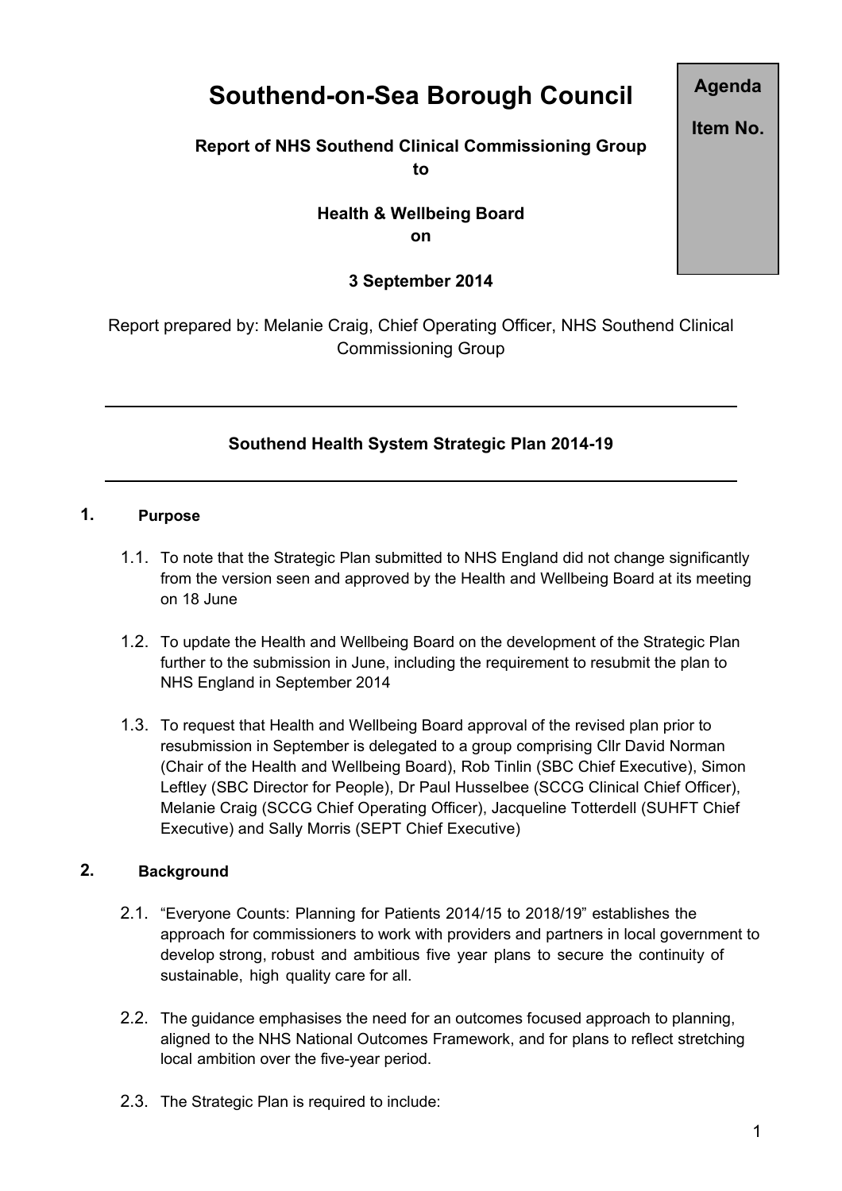# Southend-on-Sea Borough Council

**Agenda Item No.**

**Report of NHS Southend Clinical Commissioning Group to**

**Health & Wellbeing Board on**

**3 September 2014**

Report prepared by: Melanie Craig, Chief Operating Officer, NHS Southend Clinical Commissioning Group

---

## Southend Health System Strategic Plan 2014-19

---

## 1. Purpose

1.1. To note that the Strategic Plan submitted to NHS England did not change significantly from the version seen and approved by the Health and Wellbeing Board at its meeting on 18 June

1.2. To update the Health and Wellbeing Board on the development of the Strategic Plan further to the submission in June, including the requirement to resubmit the plan to NHS England in September 2014

1.3. To request that Health and Wellbeing Board approval of the revised plan prior to resubmission in September is delegated to a group comprising Cllr David Norman (Chair of the Health and Wellbeing Board), Rob Tinlin (SBC Chief Executive), Simon Leftley (SBC Director for People), Dr Paul Husselbee (SCCG Clinical Chief Officer), Melanie Craig (SCCG Chief Operating Officer), Jacqueline Totterdell (SUHFT Chief Executive) and Sally Morris (SEPT Chief Executive)

## 2. Background

2.1. "Everyone Counts: Planning for Patients 2014/15 to 2018/19" establishes the approach for commissioners to work with providers and partners in local government to develop strong, robust and ambitious five year plans to secure the continuity of sustainable, high quality care for all.

2.2. The guidance emphasises the need for an outcomes focused approach to planning, aligned to the NHS National Outcomes Framework, and for plans to reflect stretching local ambition over the five-year period.

2.3. The Strategic Plan is required to include: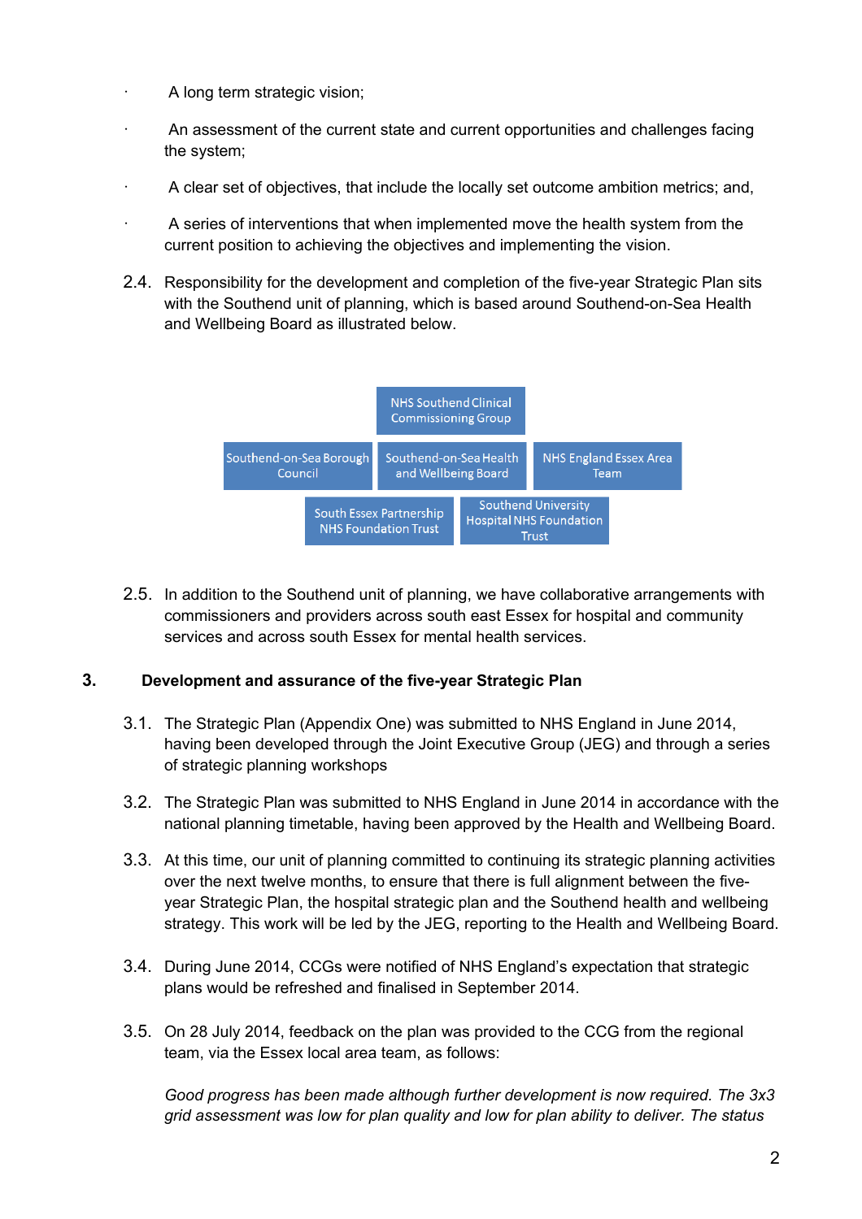- A long term strategic vision;
- An assessment of the current state and current opportunities and challenges facing the system;
- A clear set of objectives, that include the locally set outcome ambition metrics; and,
- A series of interventions that when implemented move the health system from the current position to achieving the objectives and implementing the vision.

2.4. Responsibility for the development and completion of the five-year Strategic Plan sits with the Southend unit of planning, which is based around Southend-on-Sea Health and Wellbeing Board as illustrated below.

NHS Southend Clinical Commissioning Group

Southend-on-Sea Borough Council | Southend-on-Sea Health and Wellbeing Board | NHS England Essex Area Team

South Essex Partnership NHS Foundation Trust | Southend University Hospital NHS Foundation Trust

2.5. In addition to the Southend unit of planning, we have collaborative arrangements with commissioners and providers across south east Essex for hospital and community services and across south Essex for mental health services.

## 3. Development and assurance of the five-year Strategic Plan

3.1. The Strategic Plan (Appendix One) was submitted to NHS England in June 2014, having been developed through the Joint Executive Group (JEG) and through a series of strategic planning workshops

3.2. The Strategic Plan was submitted to NHS England in June 2014 in accordance with the national planning timetable, having been approved by the Health and Wellbeing Board.

3.3. At this time, our unit of planning committed to continuing its strategic planning activities over the next twelve months, to ensure that there is full alignment between the five-year Strategic Plan, the hospital strategic plan and the Southend health and wellbeing strategy. This work will be led by the JEG, reporting to the Health and Wellbeing Board.

3.4. During June 2014, CCGs were notified of NHS England's expectation that strategic plans would be refreshed and finalised in September 2014.

3.5. On 28 July 2014, feedback on the plan was provided to the CCG from the regional team, via the Essex local area team, as follows:

*Good progress has been made although further development is now required. The 3x3 grid assessment was low for plan quality and low for plan ability to deliver. The status*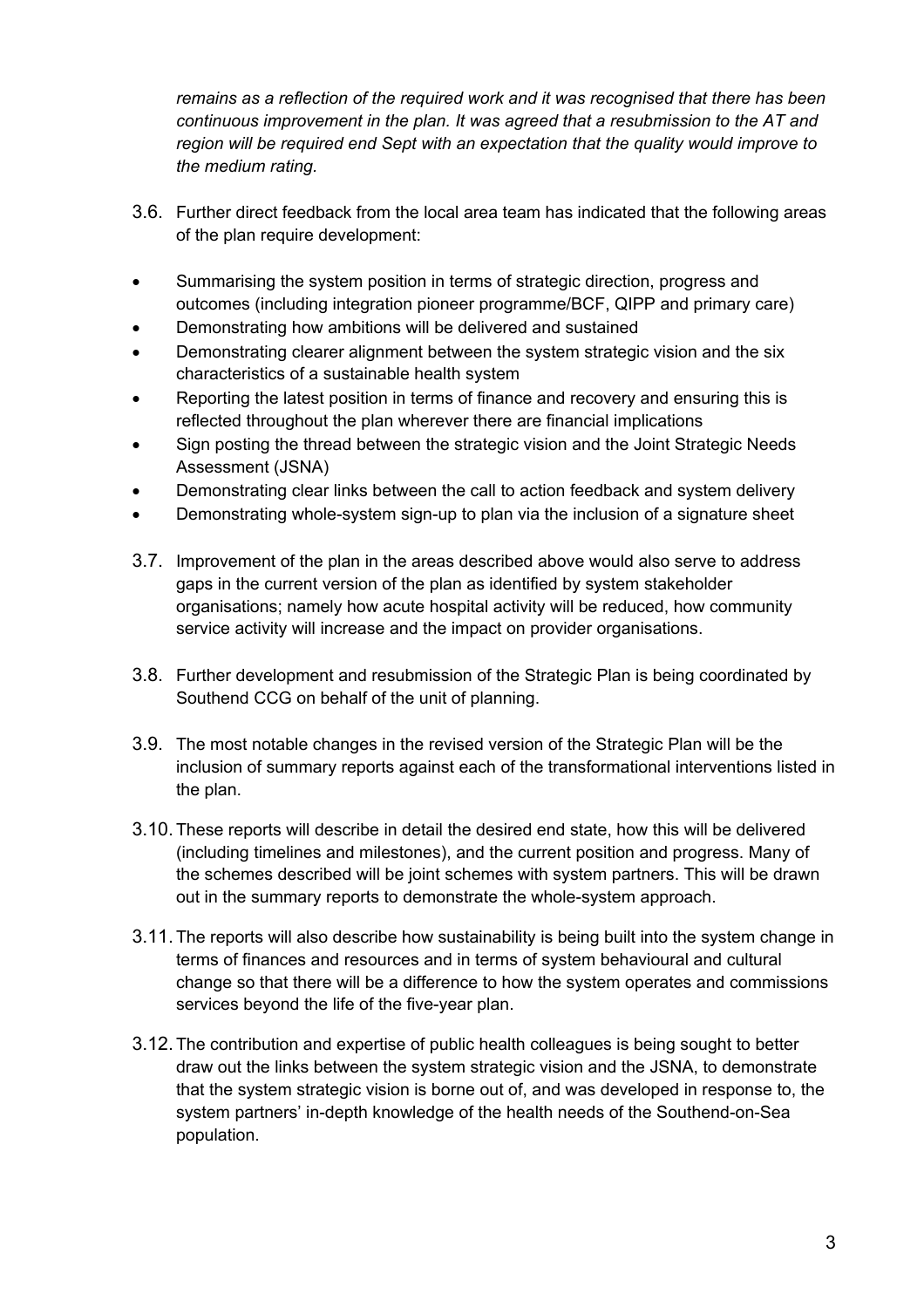*remains as a reflection of the required work and it was recognised that there has been continuous improvement in the plan. It was agreed that a resubmission to the AT and region will be required end Sept with an expectation that the quality would improve to the medium rating.*

3.6. Further direct feedback from the local area team has indicated that the following areas of the plan require development:

- Summarising the system position in terms of strategic direction, progress and outcomes (including integration pioneer programme/BCF, QIPP and primary care)
- Demonstrating how ambitions will be delivered and sustained
- Demonstrating clearer alignment between the system strategic vision and the six characteristics of a sustainable health system
- Reporting the latest position in terms of finance and recovery and ensuring this is reflected throughout the plan wherever there are financial implications
- Sign posting the thread between the strategic vision and the Joint Strategic Needs Assessment (JSNA)
- Demonstrating clear links between the call to action feedback and system delivery
- Demonstrating whole-system sign-up to plan via the inclusion of a signature sheet

3.7. Improvement of the plan in the areas described above would also serve to address gaps in the current version of the plan as identified by system stakeholder organisations; namely how acute hospital activity will be reduced, how community service activity will increase and the impact on provider organisations.

3.8. Further development and resubmission of the Strategic Plan is being coordinated by Southend CCG on behalf of the unit of planning.

3.9. The most notable changes in the revised version of the Strategic Plan will be the inclusion of summary reports against each of the transformational interventions listed in the plan.

3.10. These reports will describe in detail the desired end state, how this will be delivered (including timelines and milestones), and the current position and progress. Many of the schemes described will be joint schemes with system partners. This will be drawn out in the summary reports to demonstrate the whole-system approach.

3.11. The reports will also describe how sustainability is being built into the system change in terms of finances and resources and in terms of system behavioural and cultural change so that there will be a difference to how the system operates and commissions services beyond the life of the five-year plan.

3.12. The contribution and expertise of public health colleagues is being sought to better draw out the links between the system strategic vision and the JSNA, to demonstrate that the system strategic vision is borne out of, and was developed in response to, the system partners' in-depth knowledge of the health needs of the Southend-on-Sea population.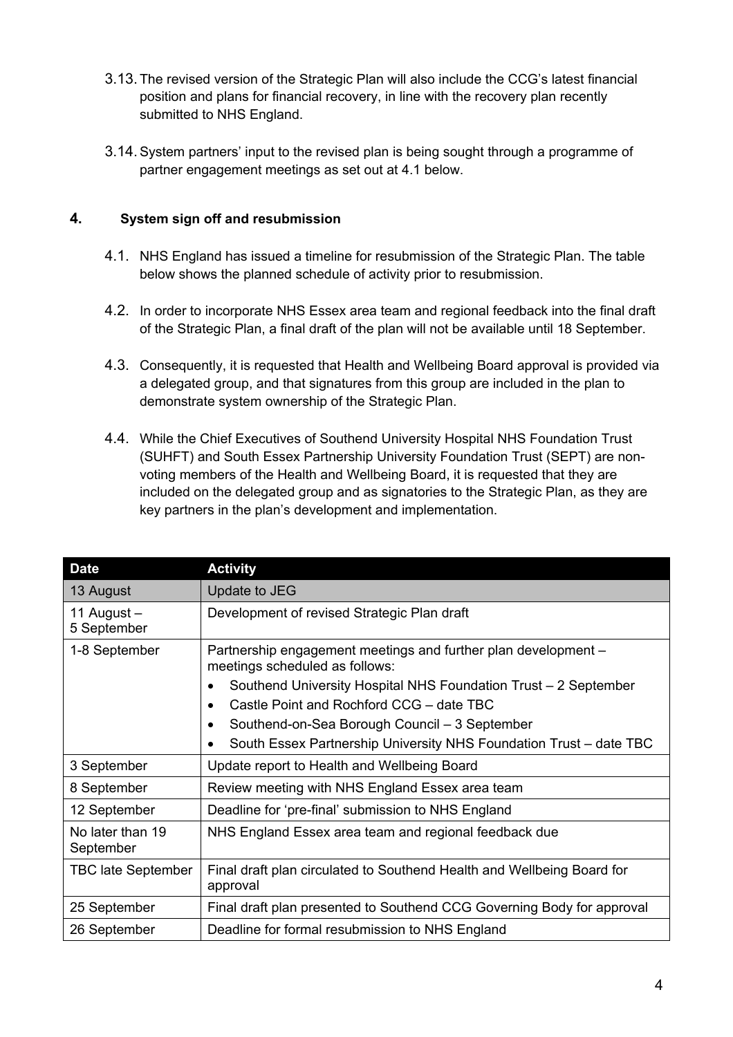3.13. The revised version of the Strategic Plan will also include the CCG's latest financial position and plans for financial recovery, in line with the recovery plan recently submitted to NHS England.

3.14. System partners' input to the revised plan is being sought through a programme of partner engagement meetings as set out at 4.1 below.

## 4. System sign off and resubmission

4.1. NHS England has issued a timeline for resubmission of the Strategic Plan. The table below shows the planned schedule of activity prior to resubmission.

4.2. In order to incorporate NHS Essex area team and regional feedback into the final draft of the Strategic Plan, a final draft of the plan will not be available until 18 September.

4.3. Consequently, it is requested that Health and Wellbeing Board approval is provided via a delegated group, and that signatures from this group are included in the plan to demonstrate system ownership of the Strategic Plan.

4.4. While the Chief Executives of Southend University Hospital NHS Foundation Trust (SUHFT) and South Essex Partnership University Foundation Trust (SEPT) are non-voting members of the Health and Wellbeing Board, it is requested that they are included on the delegated group and as signatories to the Strategic Plan, as they are key partners in the plan's development and implementation.

| Date | Activity |
|---|---|
| 13 August | Update to JEG |
| 11 August – 5 September | Development of revised Strategic Plan draft |
| 1-8 September | Partnership engagement meetings and further plan development – meetings scheduled as follows:<br>• Southend University Hospital NHS Foundation Trust – 2 September<br>• Castle Point and Rochford CCG – date TBC<br>• Southend-on-Sea Borough Council – 3 September<br>• South Essex Partnership University NHS Foundation Trust – date TBC |
| 3 September | Update report to Health and Wellbeing Board |
| 8 September | Review meeting with NHS England Essex area team |
| 12 September | Deadline for 'pre-final' submission to NHS England |
| No later than 19 September | NHS England Essex area team and regional feedback due |
| TBC late September | Final draft plan circulated to Southend Health and Wellbeing Board for approval |
| 25 September | Final draft plan presented to Southend CCG Governing Body for approval |
| 26 September | Deadline for formal resubmission to NHS England |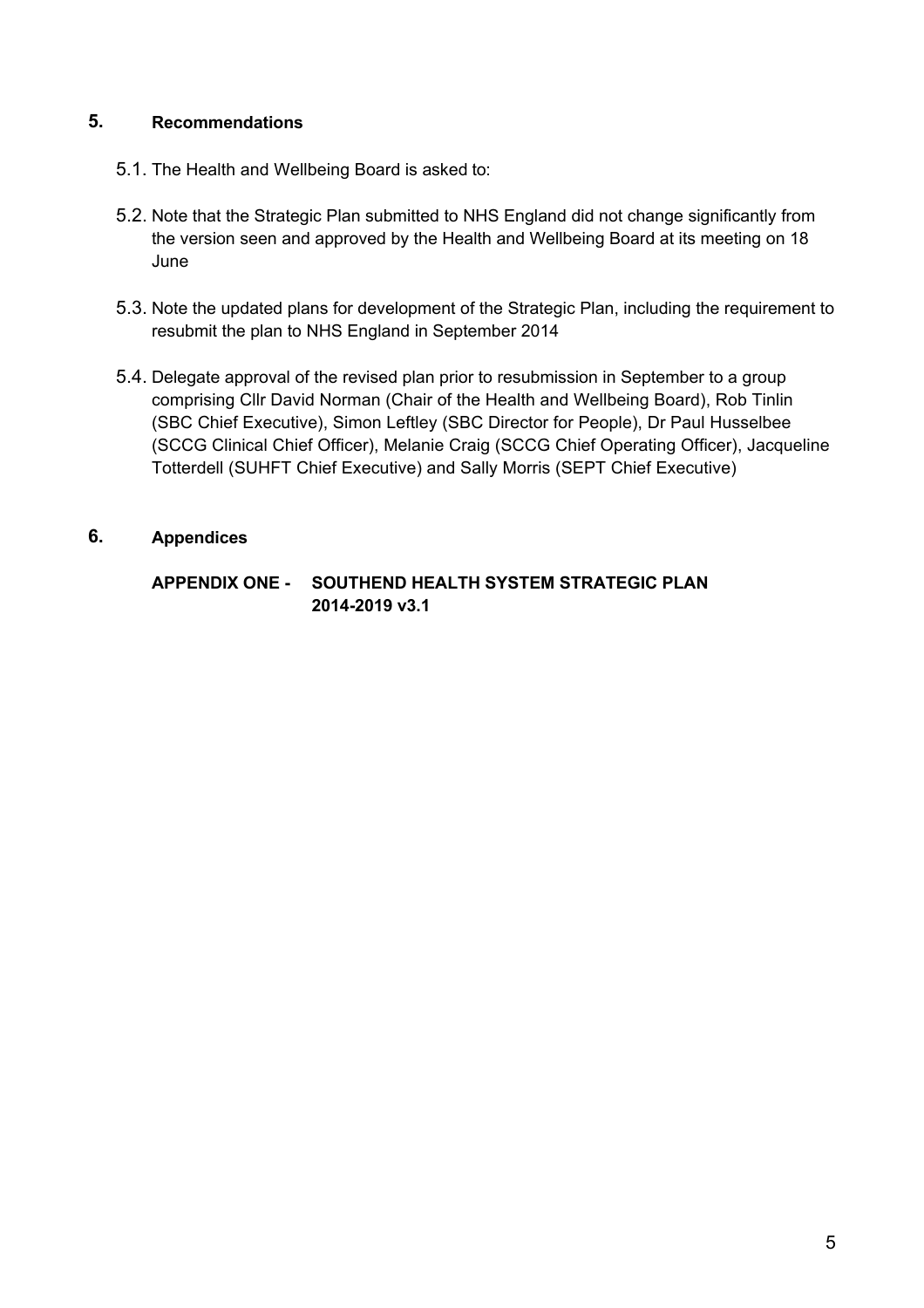## 5. Recommendations

5.1. The Health and Wellbeing Board is asked to:

5.2. Note that the Strategic Plan submitted to NHS England did not change significantly from the version seen and approved by the Health and Wellbeing Board at its meeting on 18 June

5.3. Note the updated plans for development of the Strategic Plan, including the requirement to resubmit the plan to NHS England in September 2014

5.4. Delegate approval of the revised plan prior to resubmission in September to a group comprising Cllr David Norman (Chair of the Health and Wellbeing Board), Rob Tinlin (SBC Chief Executive), Simon Leftley (SBC Director for People), Dr Paul Husselbee (SCCG Clinical Chief Officer), Melanie Craig (SCCG Chief Operating Officer), Jacqueline Totterdell (SUHFT Chief Executive) and Sally Morris (SEPT Chief Executive)

## 6. Appendices

**APPENDIX ONE - SOUTHEND HEALTH SYSTEM STRATEGIC PLAN 2014-2019 v3.1**